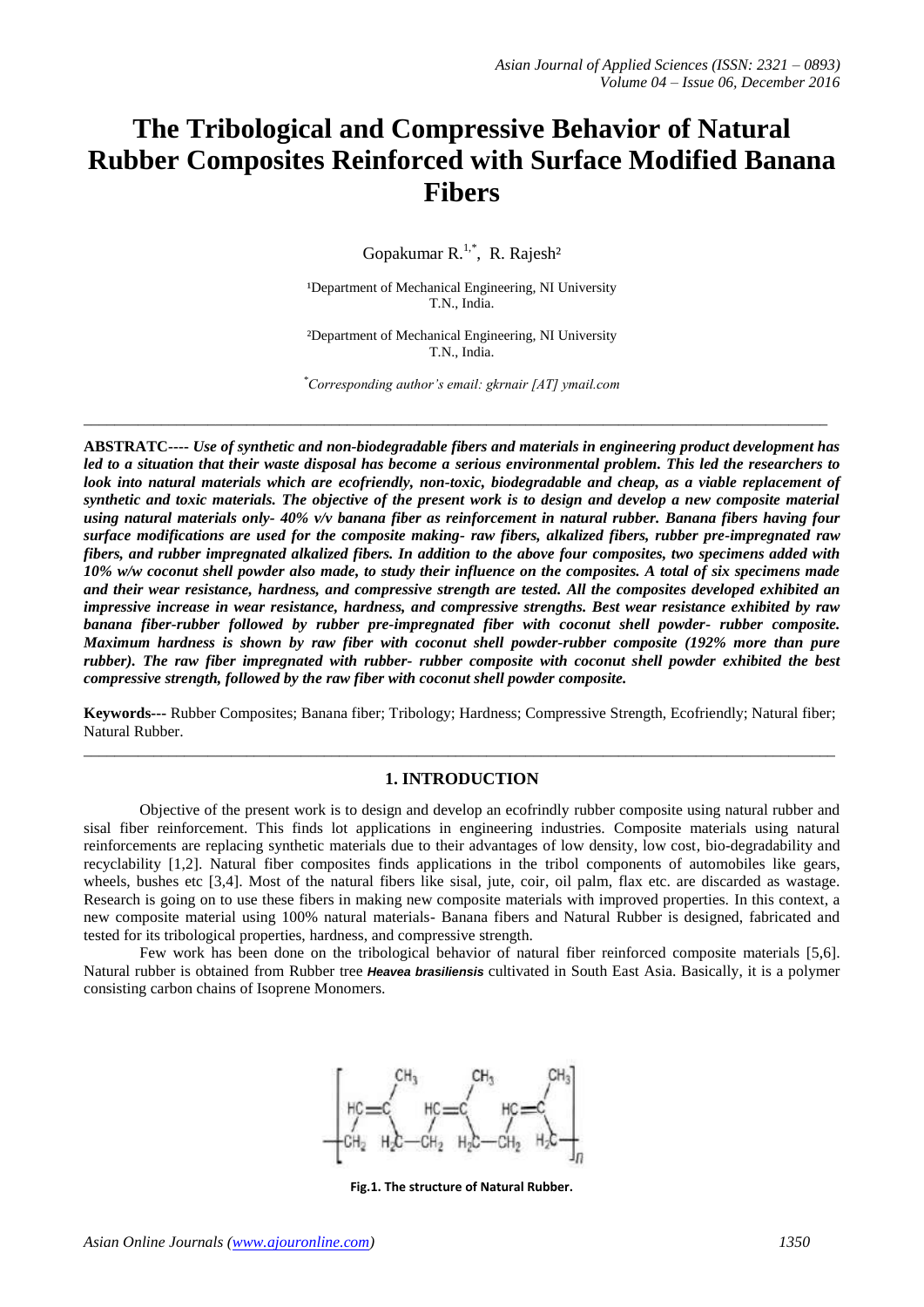# The Tribological and Compressive Behavior of Natural Rubber Composites Reinforced with Surface Modified Banana Fibers

Gopakumar R.[1,*], R. Rajesh[2]

[1]Department of Mechanical Engineering, NI University
T.N., India.

[2]Department of Mechanical Engineering, NI University
T.N., India.

[*]*Corresponding author's email: gkrnair [AT] ymail.com*

---

**ABSTRATC----** ***Use of synthetic and non-biodegradable fibers and materials in engineering product development has led to a situation that their waste disposal has become a serious environmental problem. This led the researchers to look into natural materials which are ecofriendly, non-toxic, biodegradable and cheap, as a viable replacement of synthetic and toxic materials. The objective of the present work is to design and develop a new composite material using natural materials only- 40% v/v banana fiber as reinforcement in natural rubber. Banana fibers having four surface modifications are used for the composite making- raw fibers, alkalized fibers, rubber pre-impregnated raw fibers, and rubber impregnated alkalized fibers. In addition to the above four composites, two specimens added with 10% w/w coconut shell powder also made, to study their influence on the composites. A total of six specimens made and their wear resistance, hardness, and compressive strength are tested. All the composites developed exhibited an impressive increase in wear resistance, hardness, and compressive strengths. Best wear resistance exhibited by raw banana fiber-rubber followed by rubber pre-impregnated fiber with coconut shell powder- rubber composite. Maximum hardness is shown by raw fiber with coconut shell powder-rubber composite (192% more than pure rubber). The raw fiber impregnated with rubber- rubber composite with coconut shell powder exhibited the best compressive strength, followed by the raw fiber with coconut shell powder composite.***

**Keywords---** Rubber Composites; Banana fiber; Tribology; Hardness; Compressive Strength, Ecofriendly; Natural fiber; Natural Rubber.

---

## 1. INTRODUCTION

Objective of the present work is to design and develop an ecofrindly rubber composite using natural rubber and sisal fiber reinforcement. This finds lot applications in engineering industries. Composite materials using natural reinforcements are replacing synthetic materials due to their advantages of low density, low cost, bio-degradability and recyclability [1,2]. Natural fiber composites finds applications in the tribol components of automobiles like gears, wheels, bushes etc [3,4]. Most of the natural fibers like sisal, jute, coir, oil palm, flax etc. are discarded as wastage. Research is going on to use these fibers in making new composite materials with improved properties. In this context, a new composite material using 100% natural materials- Banana fibers and Natural Rubber is designed, fabricated and tested for its tribological properties, hardness, and compressive strength.

Few work has been done on the tribological behavior of natural fiber reinforced composite materials [5,6]. Natural rubber is obtained from Rubber tree ***Heavea brasiliensis*** cultivated in South East Asia. Basically, it is a polymer consisting carbon chains of Isoprene Monomers.

**Fig.1. The structure of Natural Rubber.**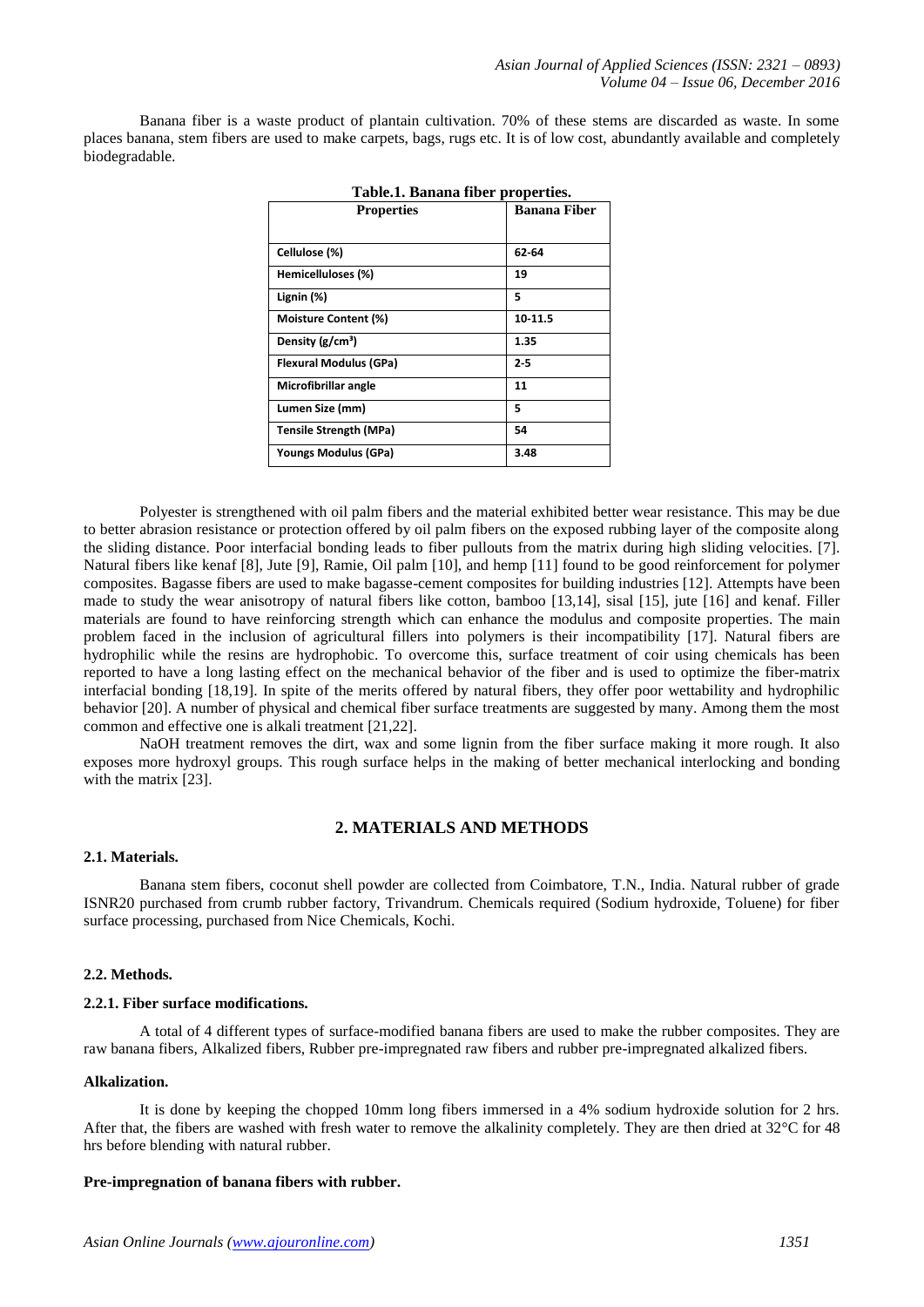Banana fiber is a waste product of plantain cultivation. 70% of these stems are discarded as waste. In some places banana, stem fibers are used to make carpets, bags, rugs etc. It is of low cost, abundantly available and completely biodegradable.

**Table.1. Banana fiber properties.**

| Properties | Banana Fiber |
|---|---|
| Cellulose (%) | 62-64 |
| Hemicelluloses (%) | 19 |
| Lignin (%) | 5 |
| Moisture Content (%) | 10-11.5 |
| Density (g/cm³) | 1.35 |
| Flexural Modulus (GPa) | 2-5 |
| Microfibrillar angle | 11 |
| Lumen Size (mm) | 5 |
| Tensile Strength (MPa) | 54 |
| Youngs Modulus (GPa) | 3.48 |

Polyester is strengthened with oil palm fibers and the material exhibited better wear resistance. This may be due to better abrasion resistance or protection offered by oil palm fibers on the exposed rubbing layer of the composite along the sliding distance. Poor interfacial bonding leads to fiber pullouts from the matrix during high sliding velocities. [7]. Natural fibers like kenaf [8], Jute [9], Ramie, Oil palm [10], and hemp [11] found to be good reinforcement for polymer composites. Bagasse fibers are used to make bagasse-cement composites for building industries [12]. Attempts have been made to study the wear anisotropy of natural fibers like cotton, bamboo [13,14], sisal [15], jute [16] and kenaf. Filler materials are found to have reinforcing strength which can enhance the modulus and composite properties. The main problem faced in the inclusion of agricultural fillers into polymers is their incompatibility [17]. Natural fibers are hydrophilic while the resins are hydrophobic. To overcome this, surface treatment of coir using chemicals has been reported to have a long lasting effect on the mechanical behavior of the fiber and is used to optimize the fiber-matrix interfacial bonding [18,19]. In spite of the merits offered by natural fibers, they offer poor wettability and hydrophilic behavior [20]. A number of physical and chemical fiber surface treatments are suggested by many. Among them the most common and effective one is alkali treatment [21,22].

NaOH treatment removes the dirt, wax and some lignin from the fiber surface making it more rough. It also exposes more hydroxyl groups. This rough surface helps in the making of better mechanical interlocking and bonding with the matrix [23].

## 2. MATERIALS AND METHODS

### 2.1. Materials.

Banana stem fibers, coconut shell powder are collected from Coimbatore, T.N., India. Natural rubber of grade ISNR20 purchased from crumb rubber factory, Trivandrum. Chemicals required (Sodium hydroxide, Toluene) for fiber surface processing, purchased from Nice Chemicals, Kochi.

### 2.2. Methods.

#### 2.2.1. Fiber surface modifications.

A total of 4 different types of surface-modified banana fibers are used to make the rubber composites. They are raw banana fibers, Alkalized fibers, Rubber pre-impregnated raw fibers and rubber pre-impregnated alkalized fibers.

**Alkalization.**

It is done by keeping the chopped 10mm long fibers immersed in a 4% sodium hydroxide solution for 2 hrs. After that, the fibers are washed with fresh water to remove the alkalinity completely. They are then dried at 32°C for 48 hrs before blending with natural rubber.

**Pre-impregnation of banana fibers with rubber.**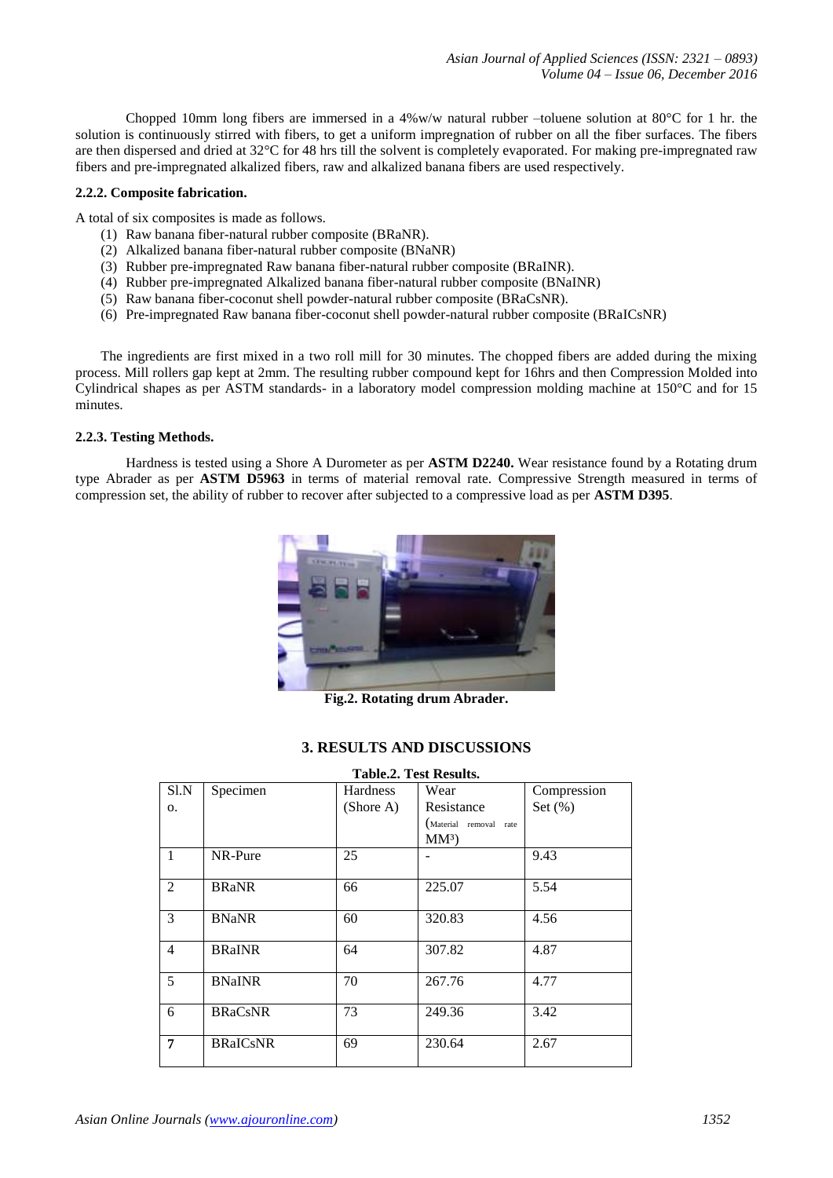Chopped 10mm long fibers are immersed in a 4%w/w natural rubber –toluene solution at 80°C for 1 hr. the solution is continuously stirred with fibers, to get a uniform impregnation of rubber on all the fiber surfaces. The fibers are then dispersed and dried at 32°C for 48 hrs till the solvent is completely evaporated. For making pre-impregnated raw fibers and pre-impregnated alkalized fibers, raw and alkalized banana fibers are used respectively.

#### 2.2.2. Composite fabrication.

A total of six composites is made as follows.

1. Raw banana fiber-natural rubber composite (BRaNR).
2. Alkalized banana fiber-natural rubber composite (BNaNR)
3. Rubber pre-impregnated Raw banana fiber-natural rubber composite (BRaINR).
4. Rubber pre-impregnated Alkalized banana fiber-natural rubber composite (BNaINR)
5. Raw banana fiber-coconut shell powder-natural rubber composite (BRaCsNR).
6. Pre-impregnated Raw banana fiber-coconut shell powder-natural rubber composite (BRaICsNR)

The ingredients are first mixed in a two roll mill for 30 minutes. The chopped fibers are added during the mixing process. Mill rollers gap kept at 2mm. The resulting rubber compound kept for 16hrs and then Compression Molded into Cylindrical shapes as per ASTM standards- in a laboratory model compression molding machine at 150°C and for 15 minutes.

#### 2.2.3. Testing Methods.

Hardness is tested using a Shore A Durometer as per **ASTM D2240.** Wear resistance found by a Rotating drum type Abrader as per **ASTM D5963** in terms of material removal rate. Compressive Strength measured in terms of compression set, the ability of rubber to recover after subjected to a compressive load as per **ASTM D395**.

**Fig.2. Rotating drum Abrader.**

## 3. RESULTS AND DISCUSSIONS

**Table.2. Test Results.**

| Sl.No. | Specimen | Hardness (Shore A) | Wear Resistance (Material removal rate $MM^3$) | Compression Set (%) |
|---|---|---|---|---|
| 1 | NR-Pure | 25 | - | 9.43 |
| 2 | BRaNR | 66 | 225.07 | 5.54 |
| 3 | BNaNR | 60 | 320.83 | 4.56 |
| 4 | BRaINR | 64 | 307.82 | 4.87 |
| 5 | BNaINR | 70 | 267.76 | 4.77 |
| 6 | BRaCsNR | 73 | 249.36 | 3.42 |
| **7** | BRaICsNR | 69 | 230.64 | 2.67 |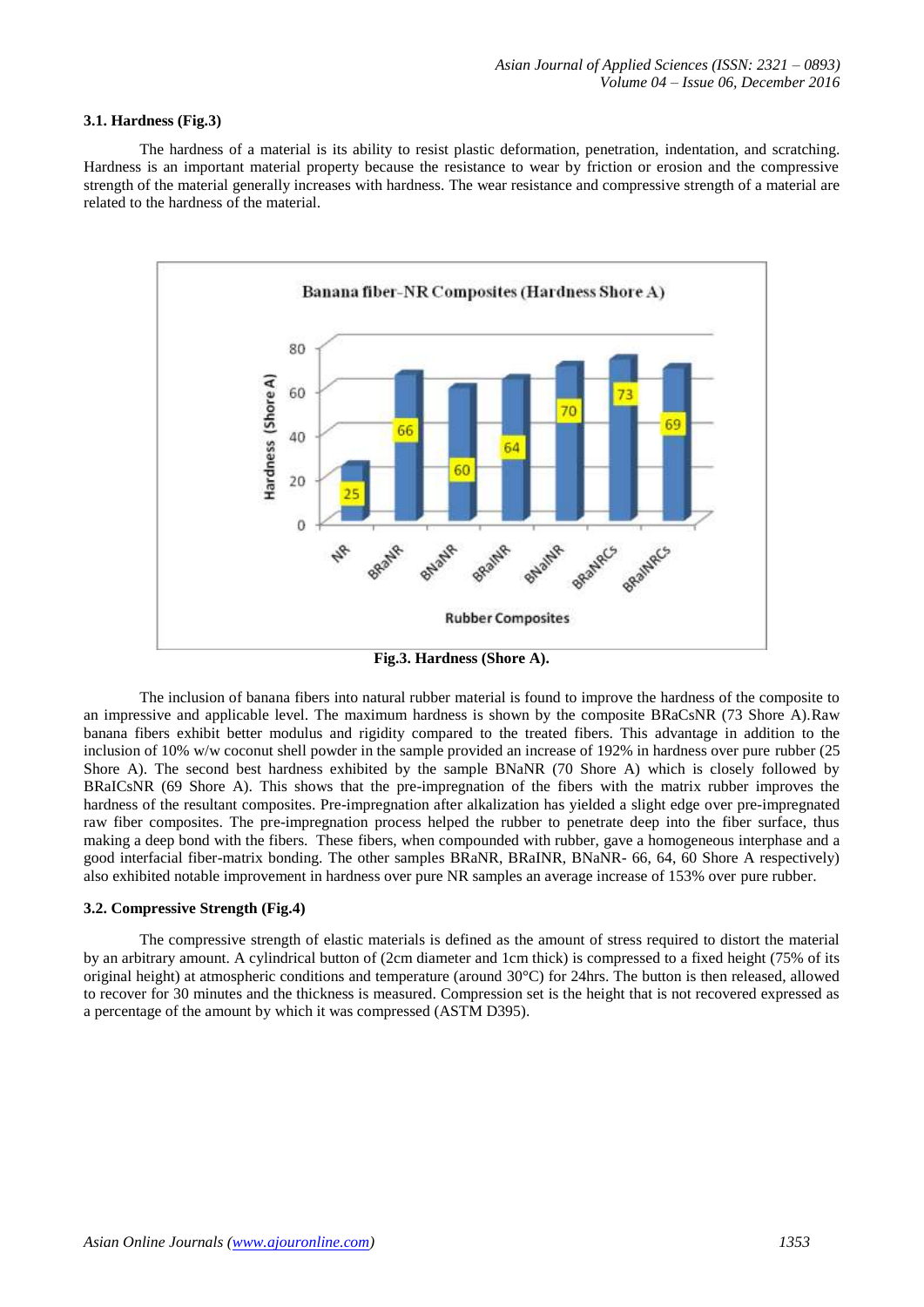### 3.1. Hardness (Fig.3)

The hardness of a material is its ability to resist plastic deformation, penetration, indentation, and scratching. Hardness is an important material property because the resistance to wear by friction or erosion and the compressive strength of the material generally increases with hardness. The wear resistance and compressive strength of a material are related to the hardness of the material.

**Fig.3. Hardness (Shore A).**

The inclusion of banana fibers into natural rubber material is found to improve the hardness of the composite to an impressive and applicable level. The maximum hardness is shown by the composite BRaCsNR (73 Shore A).Raw banana fibers exhibit better modulus and rigidity compared to the treated fibers. This advantage in addition to the inclusion of 10% w/w coconut shell powder in the sample provided an increase of 192% in hardness over pure rubber (25 Shore A). The second best hardness exhibited by the sample BNaNR (70 Shore A) which is closely followed by BRaICsNR (69 Shore A). This shows that the pre-impregnation of the fibers with the matrix rubber improves the hardness of the resultant composites. Pre-impregnation after alkalization has yielded a slight edge over pre-impregnated raw fiber composites. The pre-impregnation process helped the rubber to penetrate deep into the fiber surface, thus making a deep bond with the fibers. These fibers, when compounded with rubber, gave a homogeneous interphase and a good interfacial fiber-matrix bonding. The other samples BRaNR, BRaINR, BNaNR- 66, 64, 60 Shore A respectively) also exhibited notable improvement in hardness over pure NR samples an average increase of 153% over pure rubber.

### 3.2. Compressive Strength (Fig.4)

The compressive strength of elastic materials is defined as the amount of stress required to distort the material by an arbitrary amount. A cylindrical button of (2cm diameter and 1cm thick) is compressed to a fixed height (75% of its original height) at atmospheric conditions and temperature (around 30°C) for 24hrs. The button is then released, allowed to recover for 30 minutes and the thickness is measured. Compression set is the height that is not recovered expressed as a percentage of the amount by which it was compressed (ASTM D395).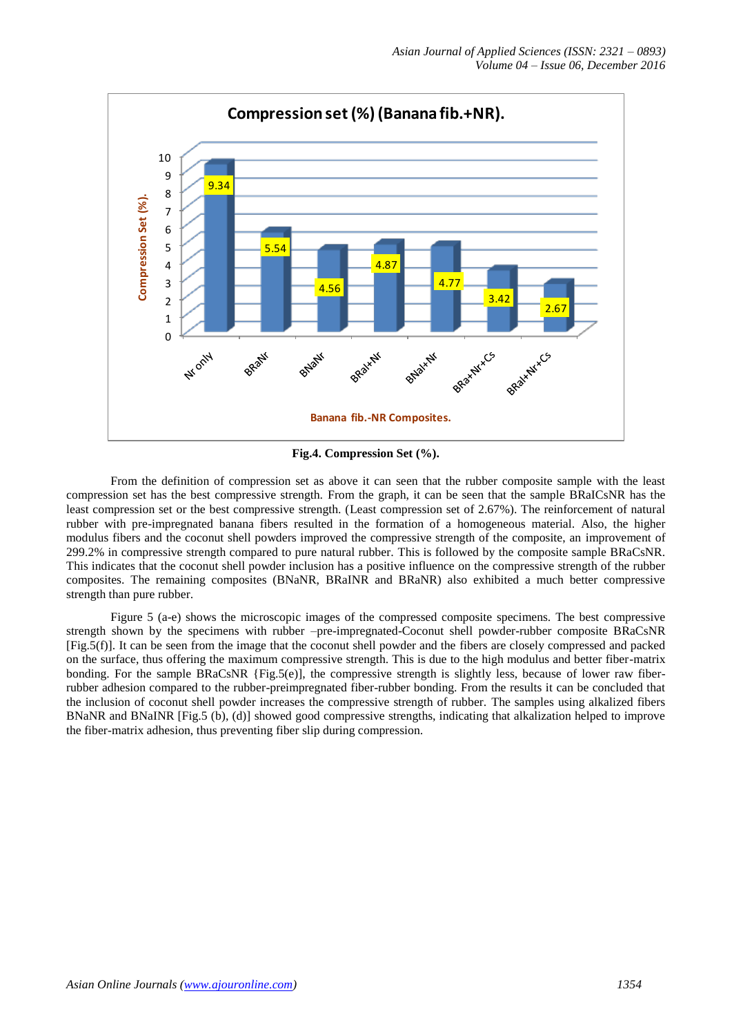Compression set (%) (Banana fib.+NR).

| Banana fib.-NR Composites | Compression Set (%) |
|---|---|
| Nr only | 9.34 |
| BRaNr | 5.54 |
| BNaNr | 4.56 |
| BRaI+Nr | 4.87 |
| BNaI+Nr | 4.77 |
| BRa+Nr+Cs | 3.42 |
| BRaI+Nr+Cs | 2.67 |

**Fig.4. Compression Set (%).**

From the definition of compression set as above it can seen that the rubber composite sample with the least compression set has the best compressive strength. From the graph, it can be seen that the sample BRaICsNR has the least compression set or the best compressive strength. (Least compression set of 2.67%). The reinforcement of natural rubber with pre-impregnated banana fibers resulted in the formation of a homogeneous material. Also, the higher modulus fibers and the coconut shell powders improved the compressive strength of the composite, an improvement of 299.2% in compressive strength compared to pure natural rubber. This is followed by the composite sample BRaCsNR. This indicates that the coconut shell powder inclusion has a positive influence on the compressive strength of the rubber composites. The remaining composites (BNaNR, BRaINR and BRaNR) also exhibited a much better compressive strength than pure rubber.

Figure 5 (a-e) shows the microscopic images of the compressed composite specimens. The best compressive strength shown by the specimens with rubber –pre-impregnated-Coconut shell powder-rubber composite BRaCsNR [Fig.5(f)]. It can be seen from the image that the coconut shell powder and the fibers are closely compressed and packed on the surface, thus offering the maximum compressive strength. This is due to the high modulus and better fiber-matrix bonding. For the sample BRaCsNR {Fig.5(e)], the compressive strength is slightly less, because of lower raw fiber-rubber adhesion compared to the rubber-preimpregnated fiber-rubber bonding. From the results it can be concluded that the inclusion of coconut shell powder increases the compressive strength of rubber. The samples using alkalized fibers BNaNR and BNaINR [Fig.5 (b), (d)] showed good compressive strengths, indicating that alkalization helped to improve the fiber-matrix adhesion, thus preventing fiber slip during compression.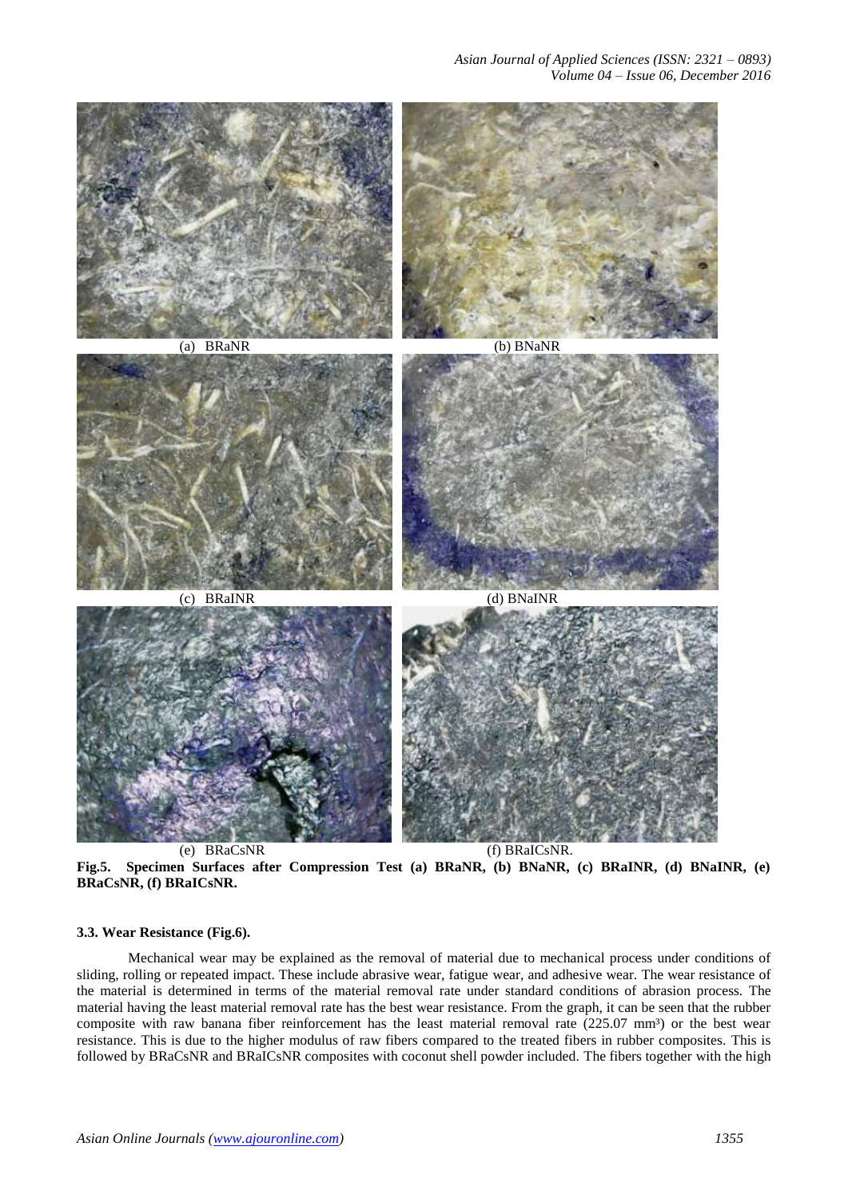(a) BRaNR (b) BNaNR

(c) BRaINR (d) BNaINR

(e) BRaCsNR (f) BRaICsNR.

**Fig.5. Specimen Surfaces after Compression Test (a) BRaNR, (b) BNaNR, (c) BRaINR, (d) BNaINR, (e) BRaCsNR, (f) BRaICsNR.**

### 3.3. Wear Resistance (Fig.6).

Mechanical wear may be explained as the removal of material due to mechanical process under conditions of sliding, rolling or repeated impact. These include abrasive wear, fatigue wear, and adhesive wear. The wear resistance of the material is determined in terms of the material removal rate under standard conditions of abrasion process. The material having the least material removal rate has the best wear resistance. From the graph, it can be seen that the rubber composite with raw banana fiber reinforcement has the least material removal rate (225.07 $mm^3$) or the best wear resistance. This is due to the higher modulus of raw fibers compared to the treated fibers in rubber composites. This is followed by BRaCsNR and BRaICsNR composites with coconut shell powder included. The fibers together with the high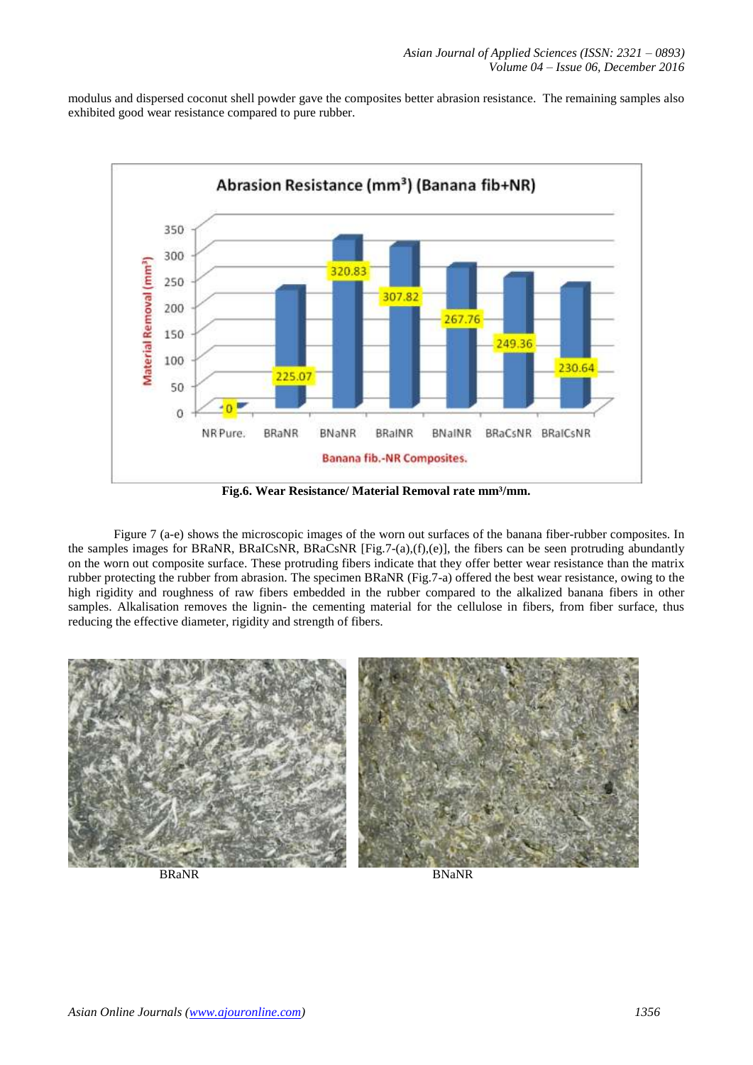modulus and dispersed coconut shell powder gave the composites better abrasion resistance. The remaining samples also exhibited good wear resistance compared to pure rubber.

**Fig.6. Wear Resistance/ Material Removal rate mm³/mm.**

Figure 7 (a-e) shows the microscopic images of the worn out surfaces of the banana fiber-rubber composites. In the samples images for BRaNR, BRaICsNR, BRaCsNR [Fig.7-(a),(f),(e)], the fibers can be seen protruding abundantly on the worn out composite surface. These protruding fibers indicate that they offer better wear resistance than the matrix rubber protecting the rubber from abrasion. The specimen BRaNR (Fig.7-a) offered the best wear resistance, owing to the high rigidity and roughness of raw fibers embedded in the rubber compared to the alkalized banana fibers in other samples. Alkalisation removes the lignin- the cementing material for the cellulose in fibers, from fiber surface, thus reducing the effective diameter, rigidity and strength of fibers.

BRaNR

BNaNR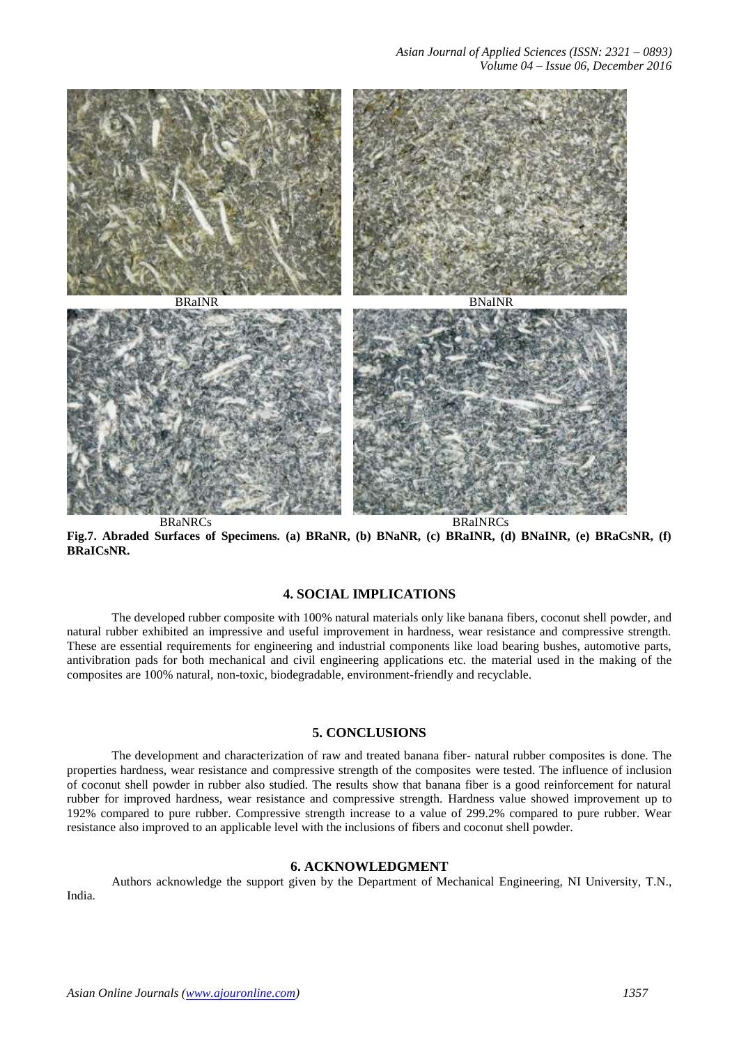BRaINR

BNaINR

BRaNRCs

BRaINRCs

**Fig.7. Abraded Surfaces of Specimens. (a) BRaNR, (b) BNaNR, (c) BRaINR, (d) BNaINR, (e) BRaCsNR, (f) BRaICsNR.**

## 4. SOCIAL IMPLICATIONS

The developed rubber composite with 100% natural materials only like banana fibers, coconut shell powder, and natural rubber exhibited an impressive and useful improvement in hardness, wear resistance and compressive strength. These are essential requirements for engineering and industrial components like load bearing bushes, automotive parts, antivibration pads for both mechanical and civil engineering applications etc. the material used in the making of the composites are 100% natural, non-toxic, biodegradable, environment-friendly and recyclable.

## 5. CONCLUSIONS

The development and characterization of raw and treated banana fiber- natural rubber composites is done. The properties hardness, wear resistance and compressive strength of the composites were tested. The influence of inclusion of coconut shell powder in rubber also studied. The results show that banana fiber is a good reinforcement for natural rubber for improved hardness, wear resistance and compressive strength. Hardness value showed improvement up to 192% compared to pure rubber. Compressive strength increase to a value of 299.2% compared to pure rubber. Wear resistance also improved to an applicable level with the inclusions of fibers and coconut shell powder.

## 6. ACKNOWLEDGMENT

Authors acknowledge the support given by the Department of Mechanical Engineering, NI University, T.N., India.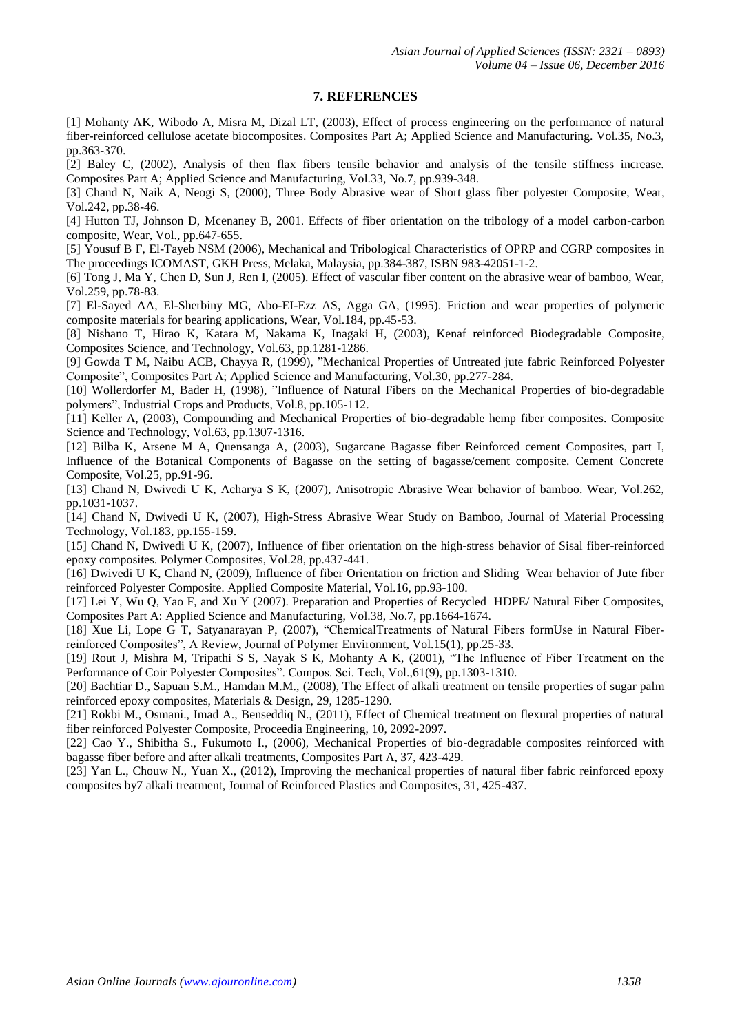## 7. REFERENCES

[1] Mohanty AK, Wibodo A, Misra M, Dizal LT, (2003), Effect of process engineering on the performance of natural fiber-reinforced cellulose acetate biocomposites. Composites Part A; Applied Science and Manufacturing. Vol.35, No.3, pp.363-370.

[2] Baley C, (2002), Analysis of then flax fibers tensile behavior and analysis of the tensile stiffness increase. Composites Part A; Applied Science and Manufacturing, Vol.33, No.7, pp.939-348.

[3] Chand N, Naik A, Neogi S, (2000), Three Body Abrasive wear of Short glass fiber polyester Composite, Wear, Vol.242, pp.38-46.

[4] Hutton TJ, Johnson D, Mcenaney B, 2001. Effects of fiber orientation on the tribology of a model carbon-carbon composite, Wear, Vol., pp.647-655.

[5] Yousuf B F, El-Tayeb NSM (2006), Mechanical and Tribological Characteristics of OPRP and CGRP composites in The proceedings ICOMAST, GKH Press, Melaka, Malaysia, pp.384-387, ISBN 983-42051-1-2.

[6] Tong J, Ma Y, Chen D, Sun J, Ren I, (2005). Effect of vascular fiber content on the abrasive wear of bamboo, Wear, Vol.259, pp.78-83.

[7] El-Sayed AA, El-Sherbiny MG, Abo-EI-Ezz AS, Agga GA, (1995). Friction and wear properties of polymeric composite materials for bearing applications, Wear, Vol.184, pp.45-53.

[8] Nishano T, Hirao K, Katara M, Nakama K, Inagaki H, (2003), Kenaf reinforced Biodegradable Composite, Composites Science, and Technology, Vol.63, pp.1281-1286.

[9] Gowda T M, Naibu ACB, Chayya R, (1999), "Mechanical Properties of Untreated jute fabric Reinforced Polyester Composite", Composites Part A; Applied Science and Manufacturing, Vol.30, pp.277-284.

[10] Wollerdorfer M, Bader H, (1998), "Influence of Natural Fibers on the Mechanical Properties of bio-degradable polymers", Industrial Crops and Products, Vol.8, pp.105-112.

[11] Keller A, (2003), Compounding and Mechanical Properties of bio-degradable hemp fiber composites. Composite Science and Technology, Vol.63, pp.1307-1316.

[12] Bilba K, Arsene M A, Quensanga A, (2003), Sugarcane Bagasse fiber Reinforced cement Composites, part I, Influence of the Botanical Components of Bagasse on the setting of bagasse/cement composite. Cement Concrete Composite, Vol.25, pp.91-96.

[13] Chand N, Dwivedi U K, Acharya S K, (2007), Anisotropic Abrasive Wear behavior of bamboo. Wear, Vol.262, pp.1031-1037.

[14] Chand N, Dwivedi U K, (2007), High-Stress Abrasive Wear Study on Bamboo, Journal of Material Processing Technology, Vol.183, pp.155-159.

[15] Chand N, Dwivedi U K, (2007), Influence of fiber orientation on the high-stress behavior of Sisal fiber-reinforced epoxy composites. Polymer Composites, Vol.28, pp.437-441.

[16] Dwivedi U K, Chand N, (2009), Influence of fiber Orientation on friction and Sliding Wear behavior of Jute fiber reinforced Polyester Composite. Applied Composite Material, Vol.16, pp.93-100.

[17] Lei Y, Wu Q, Yao F, and Xu Y (2007). Preparation and Properties of Recycled HDPE/ Natural Fiber Composites, Composites Part A: Applied Science and Manufacturing, Vol.38, No.7, pp.1664-1674.

[18] Xue Li, Lope G T, Satyanarayan P, (2007), "ChemicalTreatments of Natural Fibers formUse in Natural Fiber-reinforced Composites", A Review, Journal of Polymer Environment, Vol.15(1), pp.25-33.

[19] Rout J, Mishra M, Tripathi S S, Nayak S K, Mohanty A K, (2001), "The Influence of Fiber Treatment on the Performance of Coir Polyester Composites". Compos. Sci. Tech, Vol.,61(9), pp.1303-1310.

[20] Bachtiar D., Sapuan S.M., Hamdan M.M., (2008), The Effect of alkali treatment on tensile properties of sugar palm reinforced epoxy composites, Materials & Design, 29, 1285-1290.

[21] Rokbi M., Osmani., Imad A., Benseddiq N., (2011), Effect of Chemical treatment on flexural properties of natural fiber reinforced Polyester Composite, Proceedia Engineering, 10, 2092-2097.

[22] Cao Y., Shibitha S., Fukumoto I., (2006), Mechanical Properties of bio-degradable composites reinforced with bagasse fiber before and after alkali treatments, Composites Part A, 37, 423-429.

[23] Yan L., Chouw N., Yuan X., (2012), Improving the mechanical properties of natural fiber fabric reinforced epoxy composites by7 alkali treatment, Journal of Reinforced Plastics and Composites, 31, 425-437.